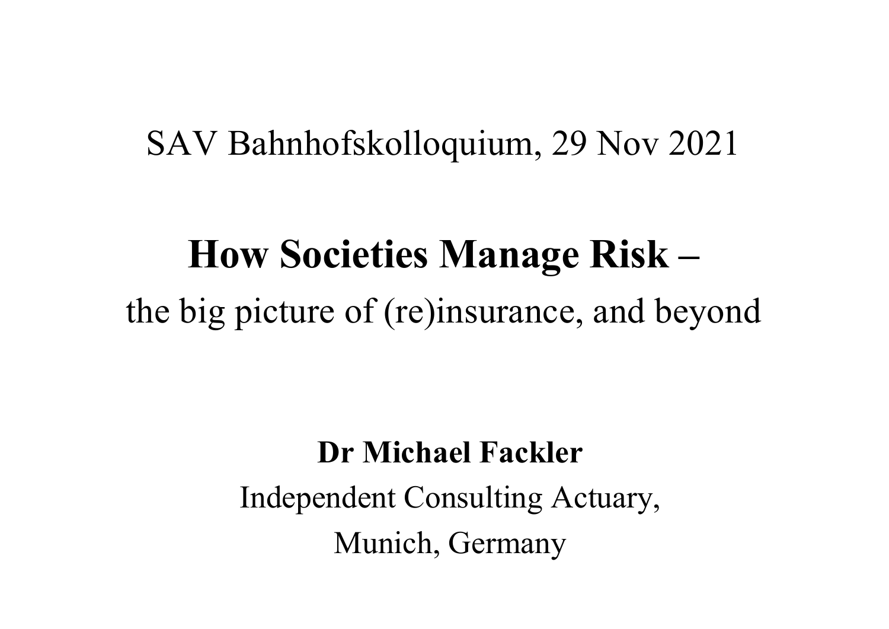SAV Bahnhofskolloquium, 29 Nov 2021

# How Societies Manage Risk –

the big picture of (re)insurance, and beyond

**Dr Michael Fackler**

Independent Consulting Actuary,

Munich, Germany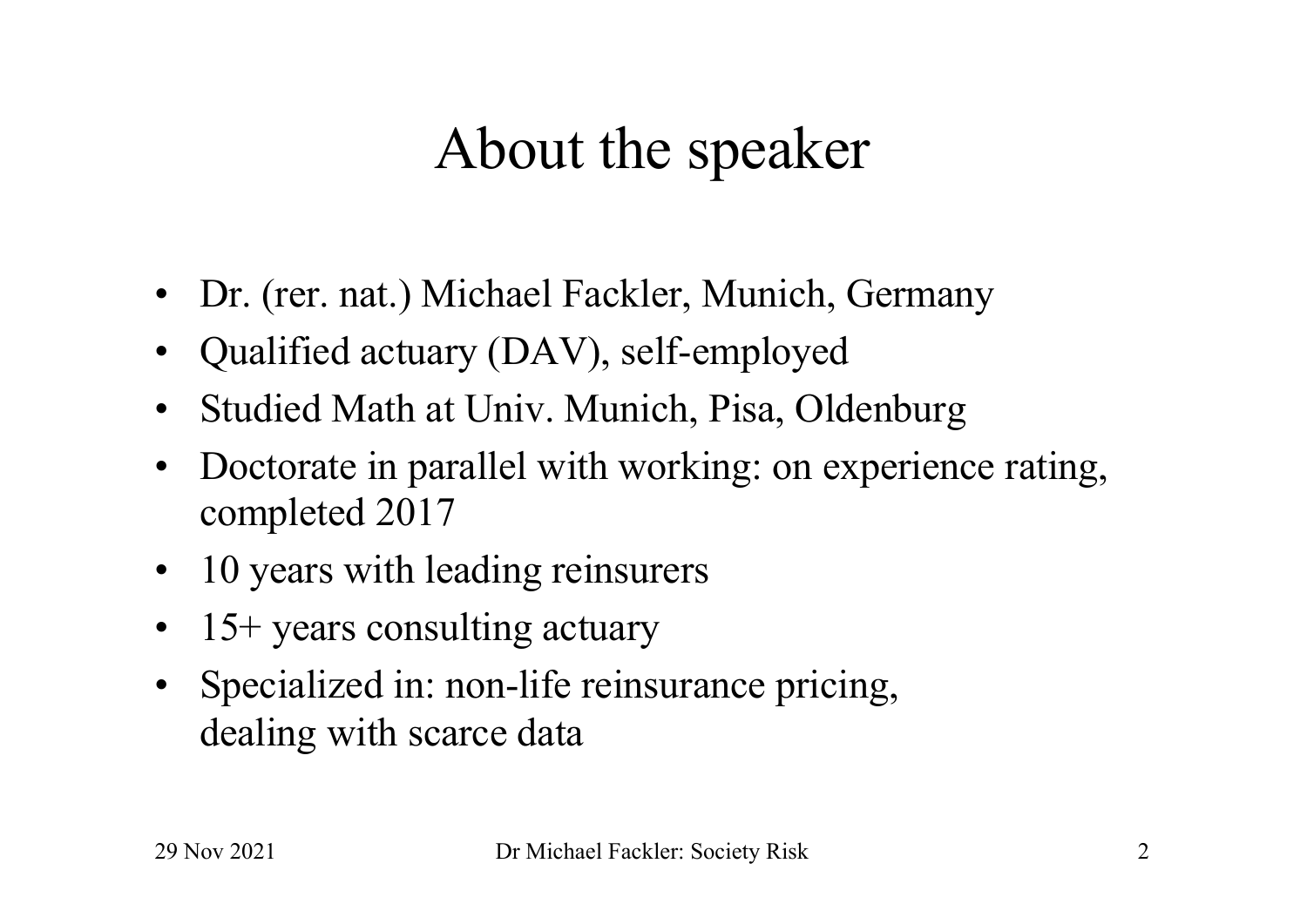# About the speaker

- Dr. (rer. nat.) Michael Fackler, Munich, Germany
- Qualified actuary (DAV), self-employed
- Studied Math at Univ. Munich, Pisa, Oldenburg
- Doctorate in parallel with working: on experience rating, completed 2017
- 10 years with leading reinsurers
- 15+ years consulting actuary
- Specialized in: non-life reinsurance pricing, dealing with scarce data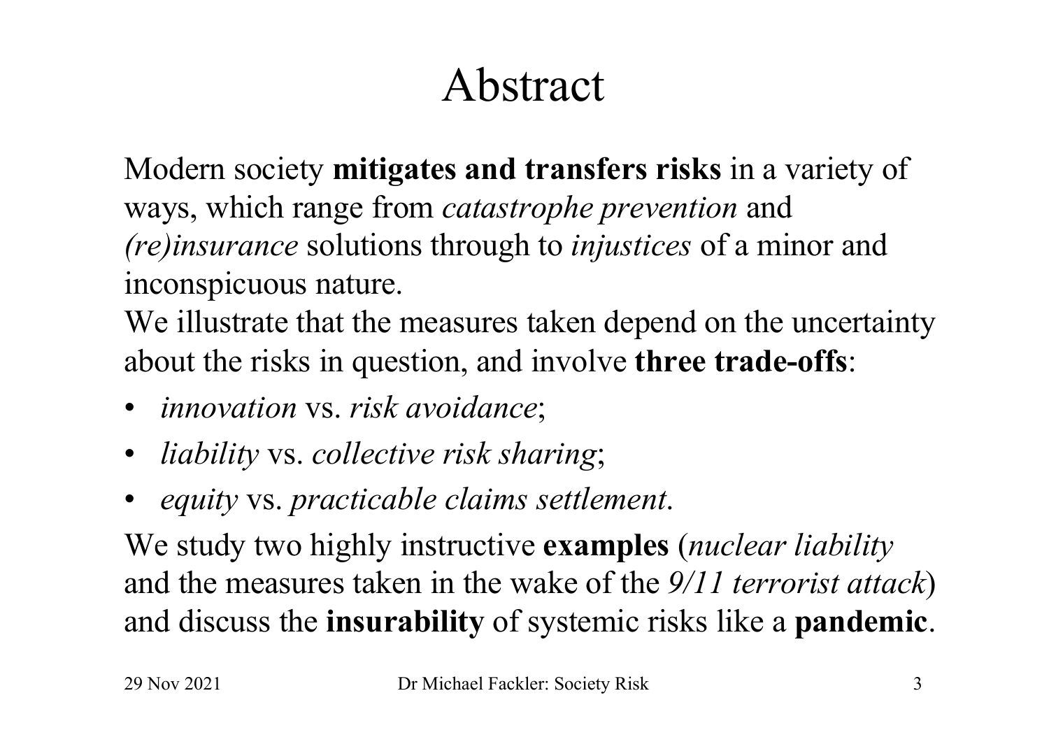# Abstract

Modern society **mitigates and transfers risks** in a variety of ways, which range from *catastrophe prevention* and *(re)insurance* solutions through to *injustices* of a minor and inconspicuous nature.

We illustrate that the measures taken depend on the uncertainty about the risks in question, and involve **three trade-offs**:

- *innovation* vs. *risk avoidance*;
- *liability* vs. *collective risk sharing*;
- *equity* vs. *practicable claims settlement*.

We study two highly instructive **examples** (*nuclear liability* and the measures taken in the wake of the *9/11 terrorist attack*) and discuss the **insurability** of systemic risks like a **pandemic**.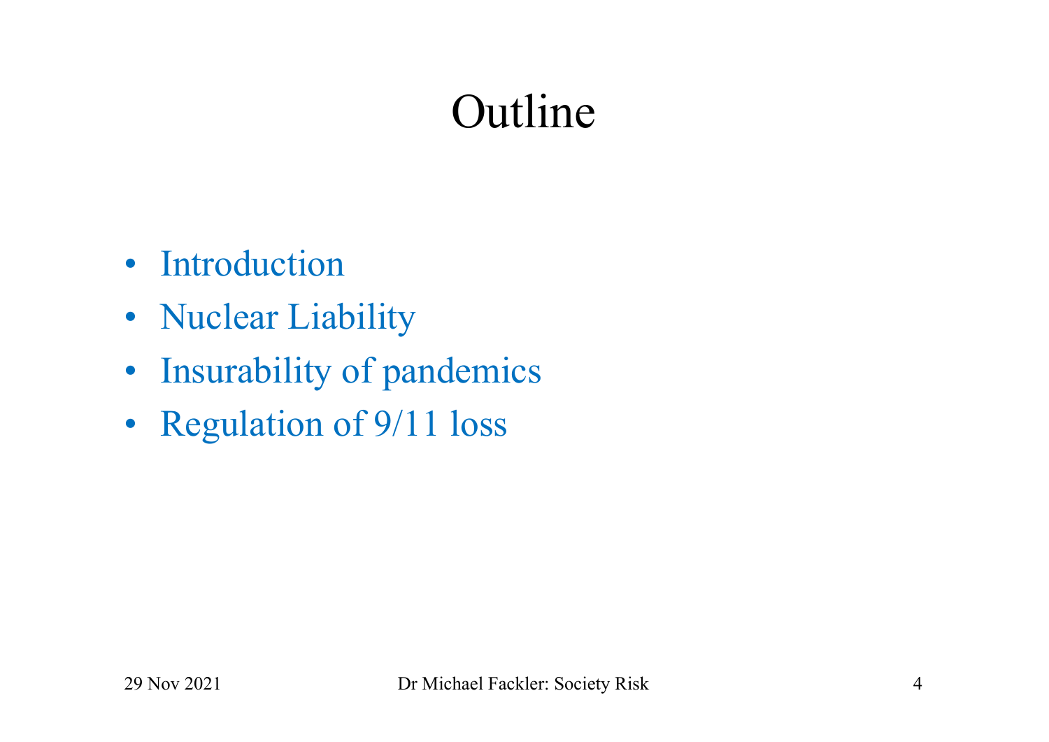# Outline

- Introduction
- Nuclear Liability
- Insurability of pandemics
- Regulation of 9/11 loss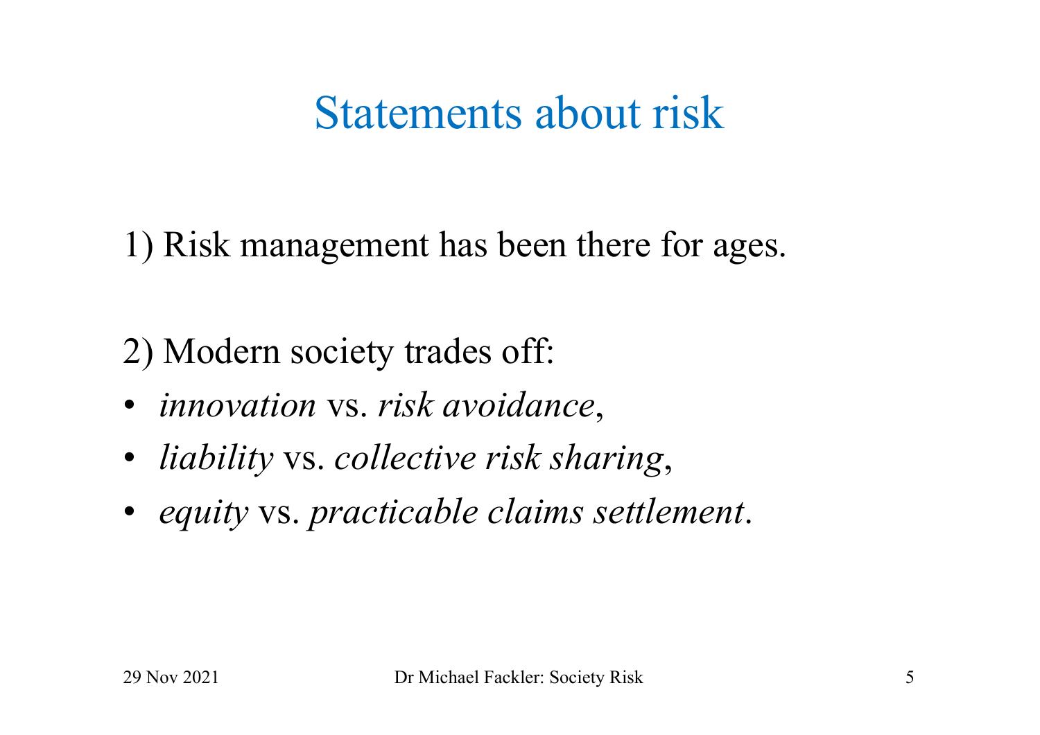# Statements about risk

1) Risk management has been there for ages.

2) Modern society trades off:

- *innovation* vs. *risk avoidance*,
- *liability* vs. *collective risk sharing*,
- *equity* vs. *practicable claims settlement*.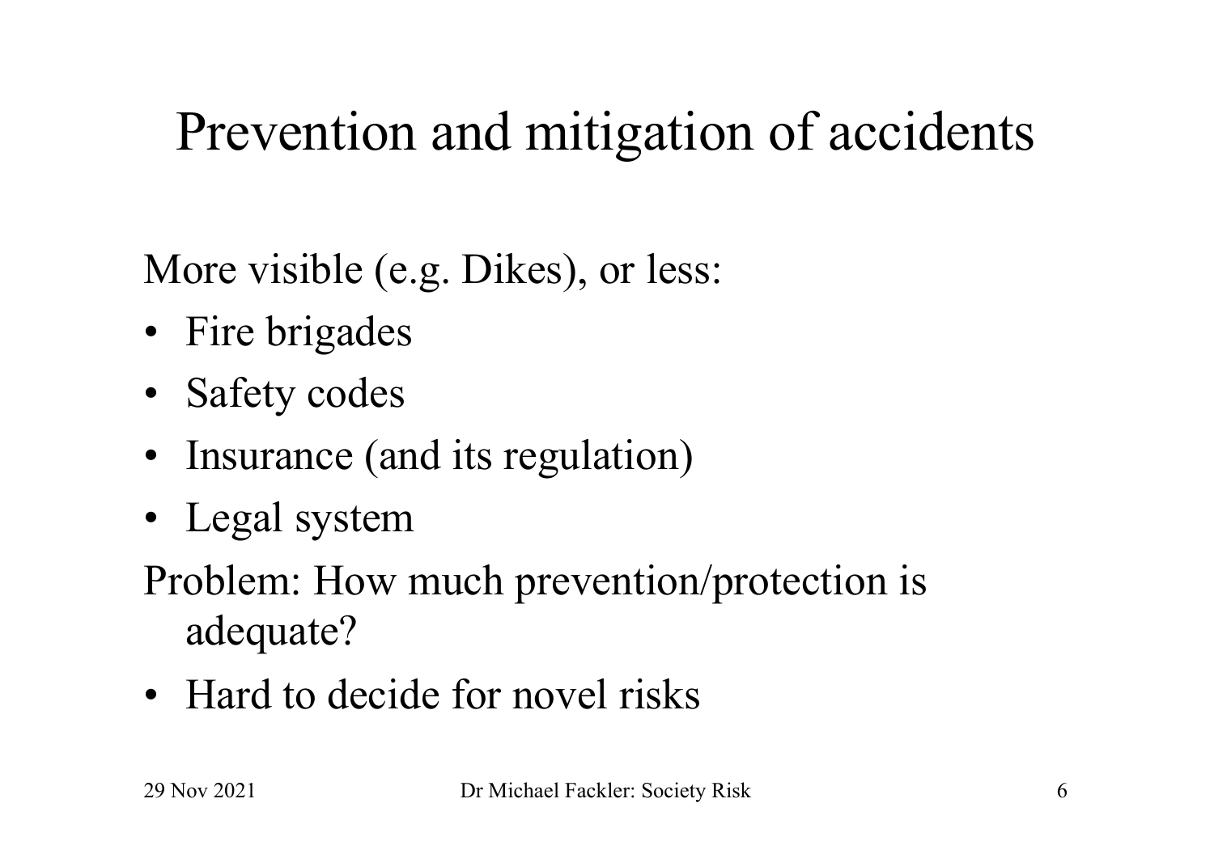# Prevention and mitigation of accidents

More visible (e.g. Dikes), or less:

- Fire brigades
- Safety codes
- Insurance (and its regulation)
- Legal system

Problem: How much prevention/protection is adequate?

- Hard to decide for novel risks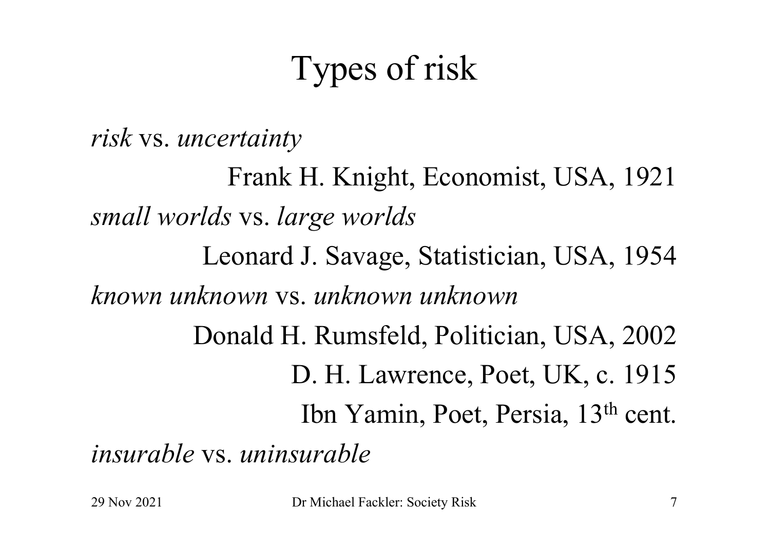# Types of risk

*risk* vs. *uncertainty*

Frank H. Knight, Economist, USA, 1921

*small worlds* vs. *large worlds*

Leonard J. Savage, Statistician, USA, 1954

*known unknown* vs. *unknown unknown*

Donald H. Rumsfeld, Politician, USA, 2002

D. H. Lawrence, Poet, UK, c. 1915

Ibn Yamin, Poet, Persia, 13th cent.

*insurable* vs. *uninsurable*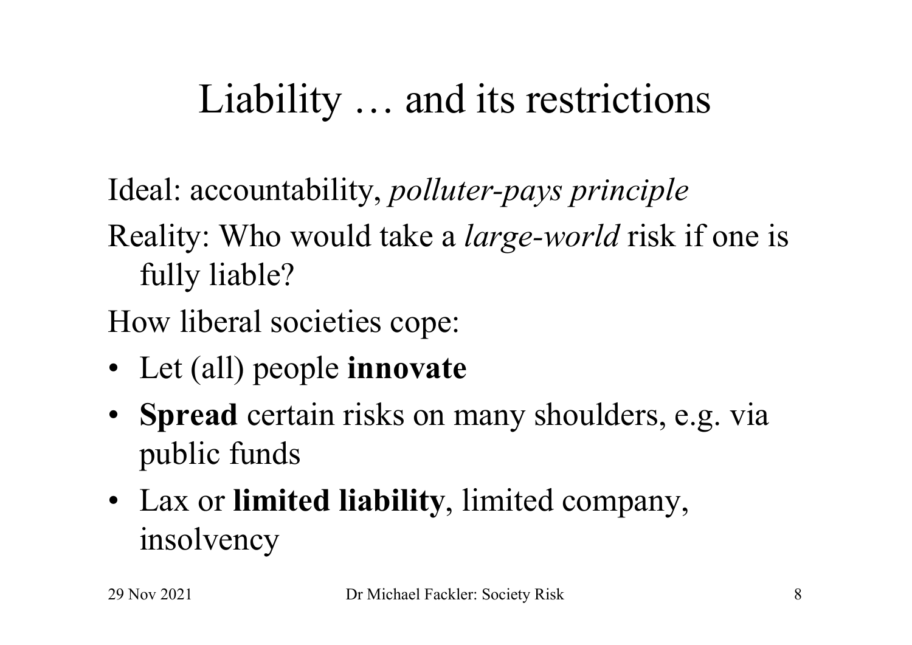# Liability … and its restrictions

Ideal: accountability, *polluter-pays principle*

Reality: Who would take a *large-world* risk if one is fully liable?

How liberal societies cope:

- Let (all) people **innovate**
- **Spread** certain risks on many shoulders, e.g. via public funds
- Lax or **limited liability**, limited company, insolvency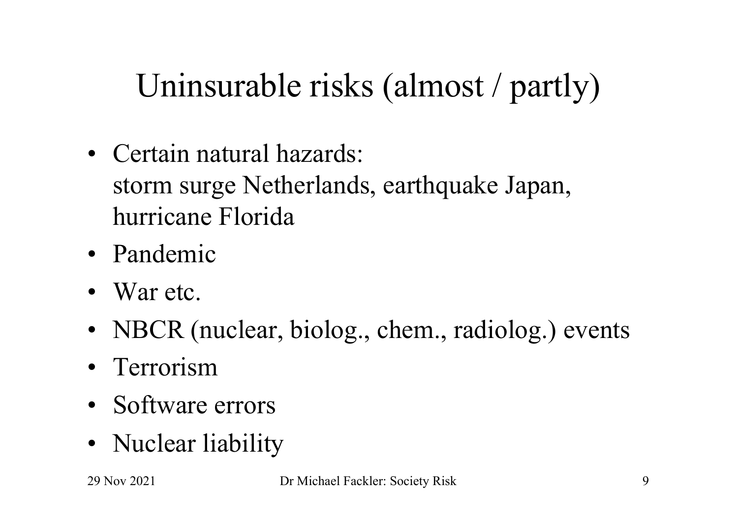# Uninsurable risks (almost / partly)

- Certain natural hazards:
  storm surge Netherlands, earthquake Japan, hurricane Florida
- Pandemic
- War etc.
- NBCR (nuclear, biolog., chem., radiolog.) events
- Terrorism
- Software errors
- Nuclear liability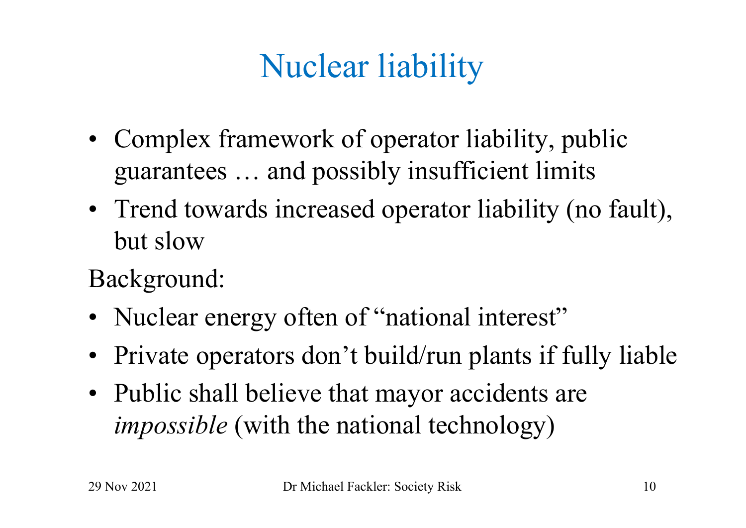# Nuclear liability

- Complex framework of operator liability, public guarantees … and possibly insufficient limits
- Trend towards increased operator liability (no fault), but slow

Background:

- Nuclear energy often of "national interest"
- Private operators don't build/run plants if fully liable
- Public shall believe that mayor accidents are *impossible* (with the national technology)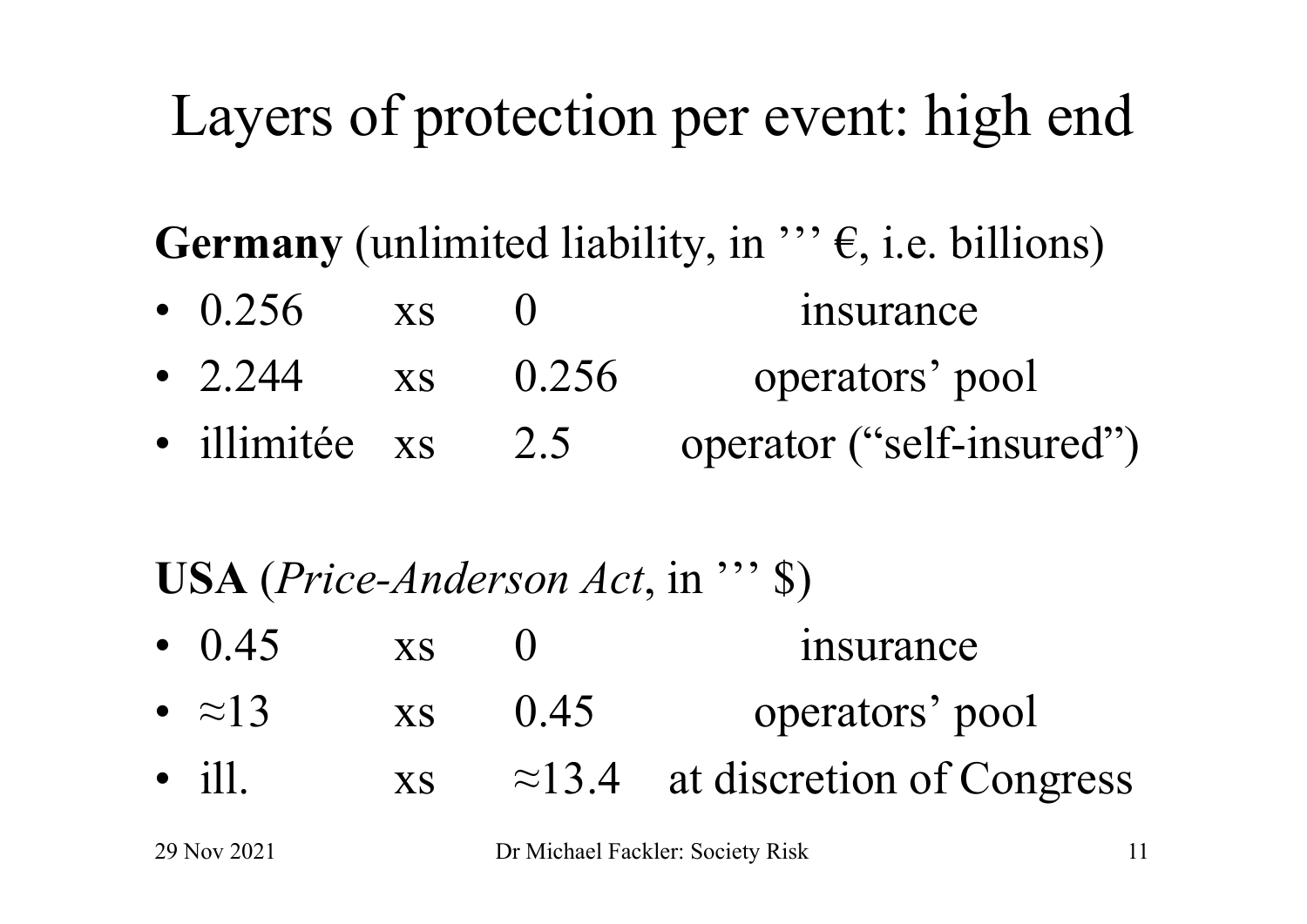# Layers of protection per event: high end

**Germany** (unlimited liability, in ''' €, i.e. billions)

- 0.256 xs 0 insurance
- 2.244 xs 0.256 operators' pool
- illimitée xs 2.5 operator ("self-insured")

**USA** (*Price-Anderson Act*, in ''' $)

- 0.45 xs 0 insurance
- ≈13 xs 0.45 operators' pool
- ill. xs ≈13.4 at discretion of Congress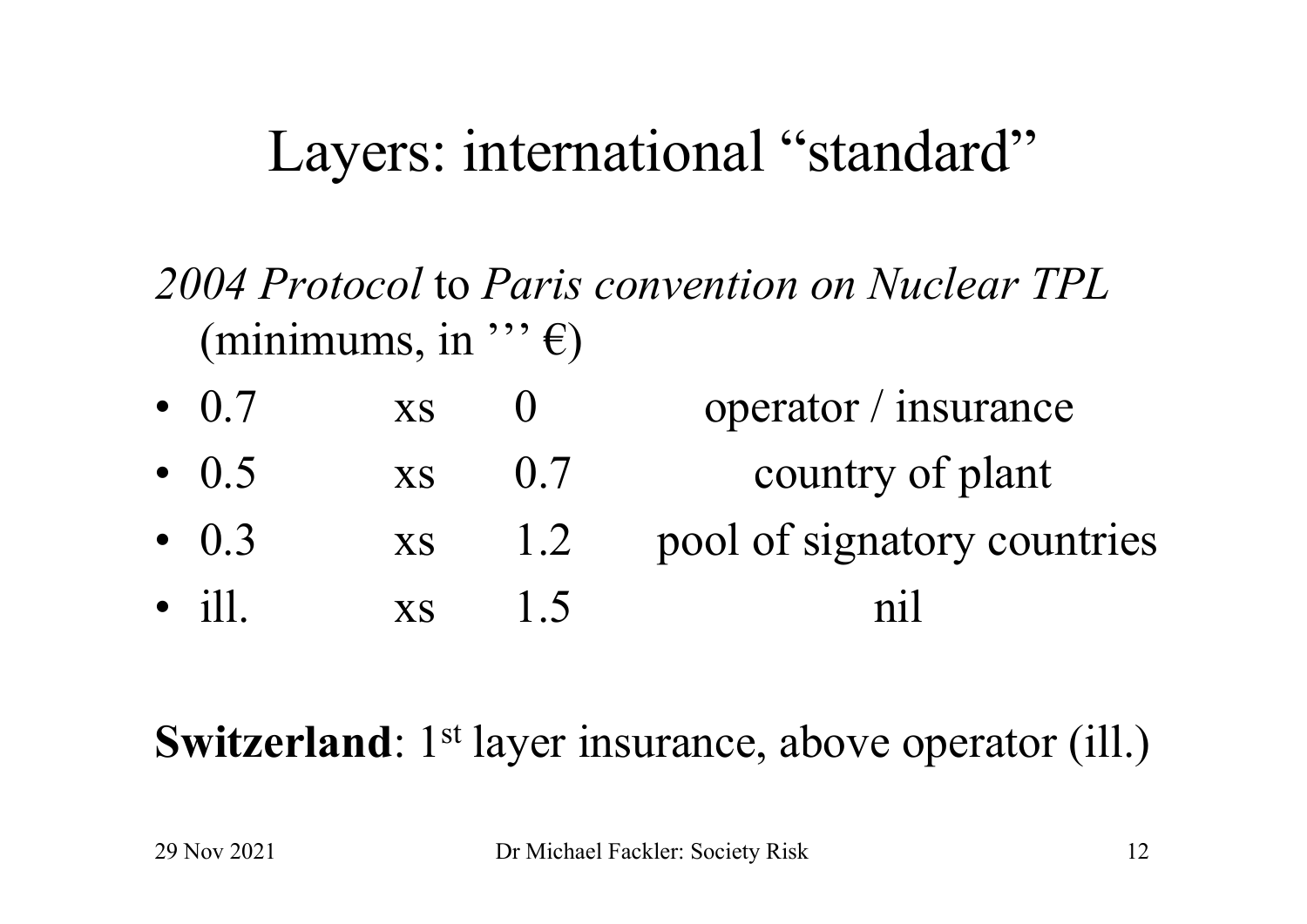# Layers: international "standard"

*2004 Protocol* to *Paris convention on Nuclear TPL* (minimums, in ''' €)

| | | | |
|---|---|---|---|
| 0.7 | xs | 0 | operator / insurance |
| 0.5 | xs | 0.7 | country of plant |
| 0.3 | xs | 1.2 | pool of signatory countries |
| ill. | xs | 1.5 | nil |

**Switzerland**: 1st layer insurance, above operator (ill.)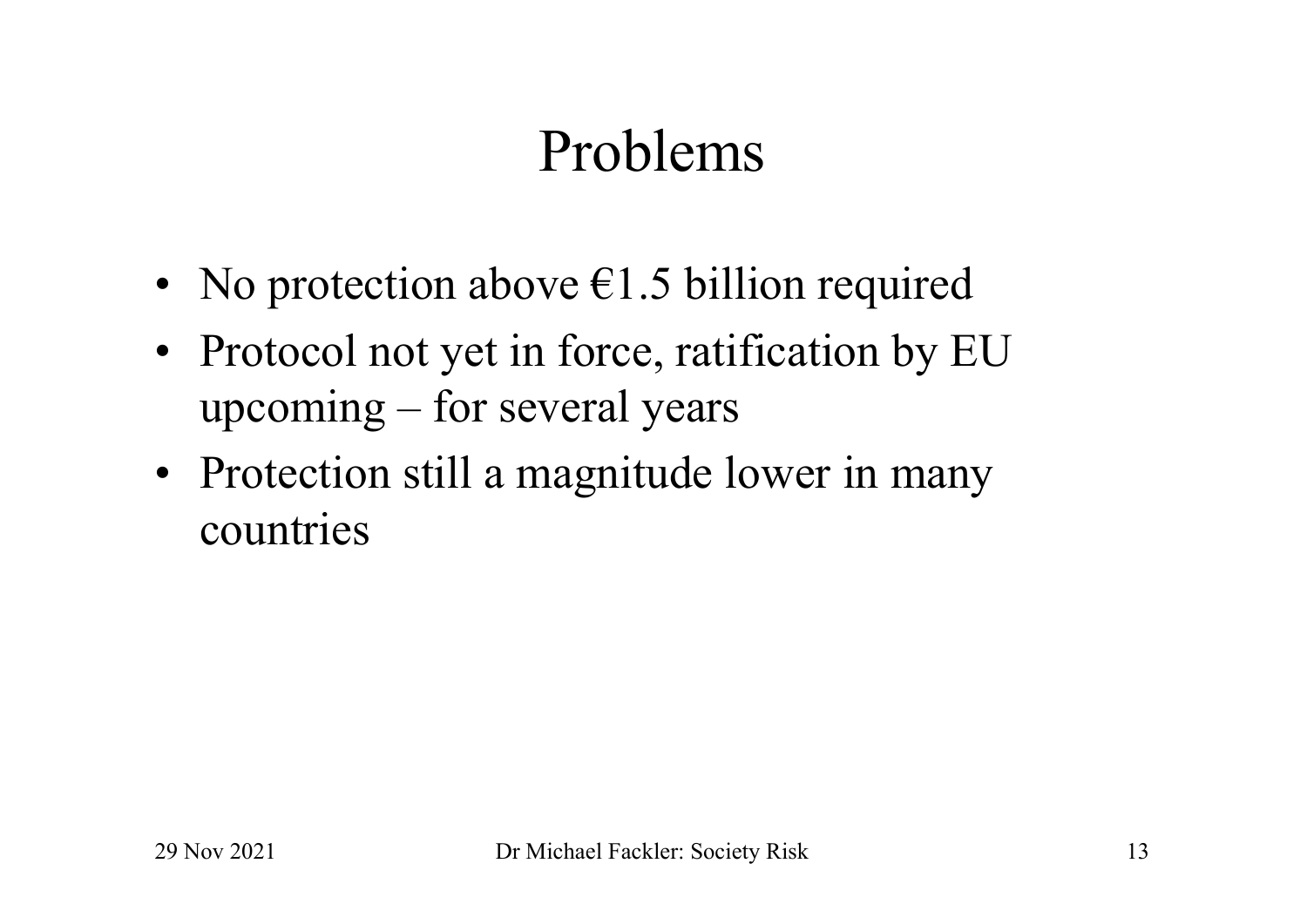# Problems

- No protection above €1.5 billion required
- Protocol not yet in force, ratification by EU upcoming – for several years
- Protection still a magnitude lower in many countries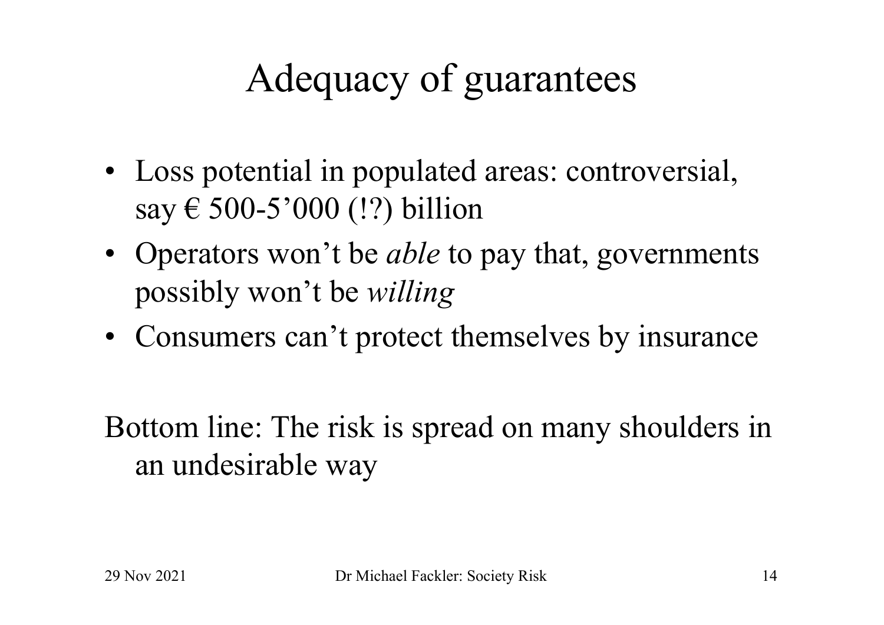# Adequacy of guarantees

- Loss potential in populated areas: controversial, say € 500-5’000 (!?) billion
- Operators won’t be *able* to pay that, governments possibly won’t be *willing*
- Consumers can’t protect themselves by insurance

Bottom line: The risk is spread on many shoulders in an undesirable way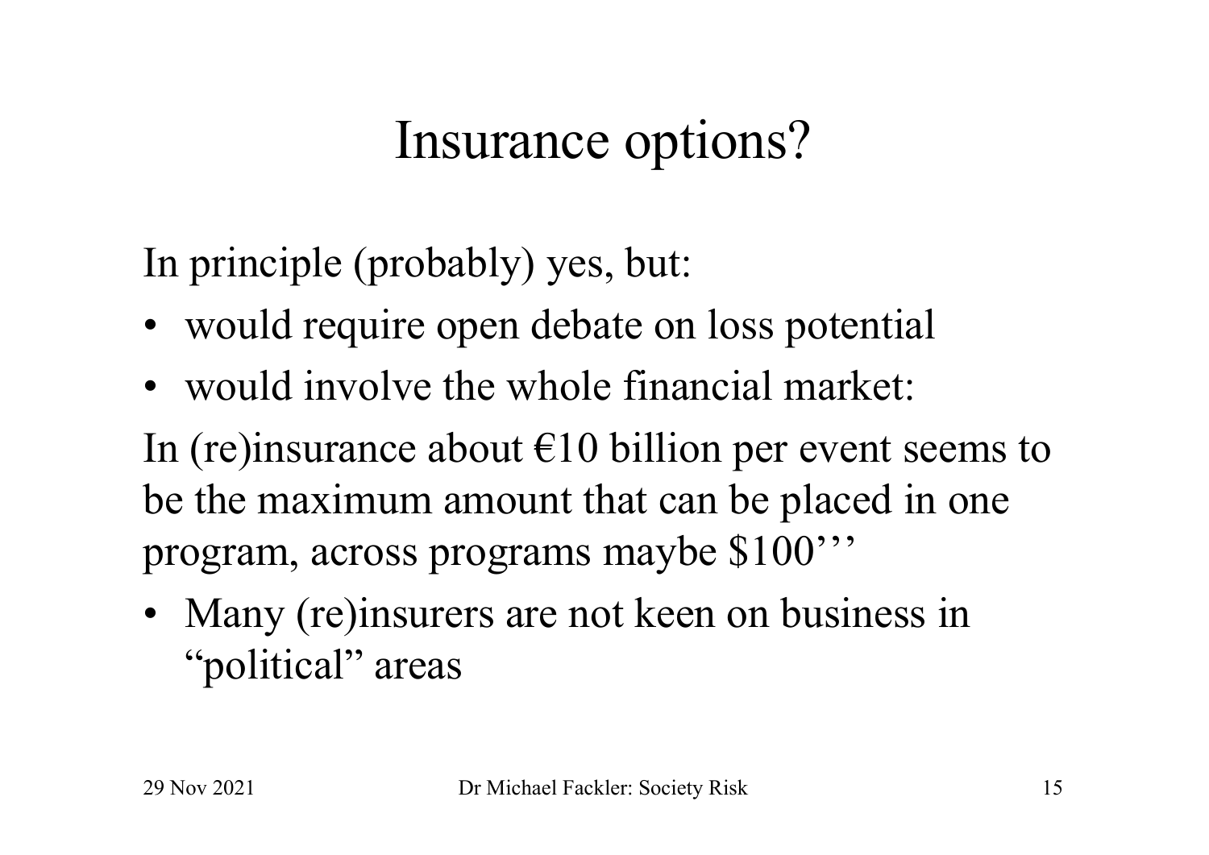# Insurance options?

In principle (probably) yes, but:

- would require open debate on loss potential
- would involve the whole financial market:

In (re)insurance about €10 billion per event seems to be the maximum amount that can be placed in one program, across programs maybe $100’’’

- Many (re)insurers are not keen on business in “political” areas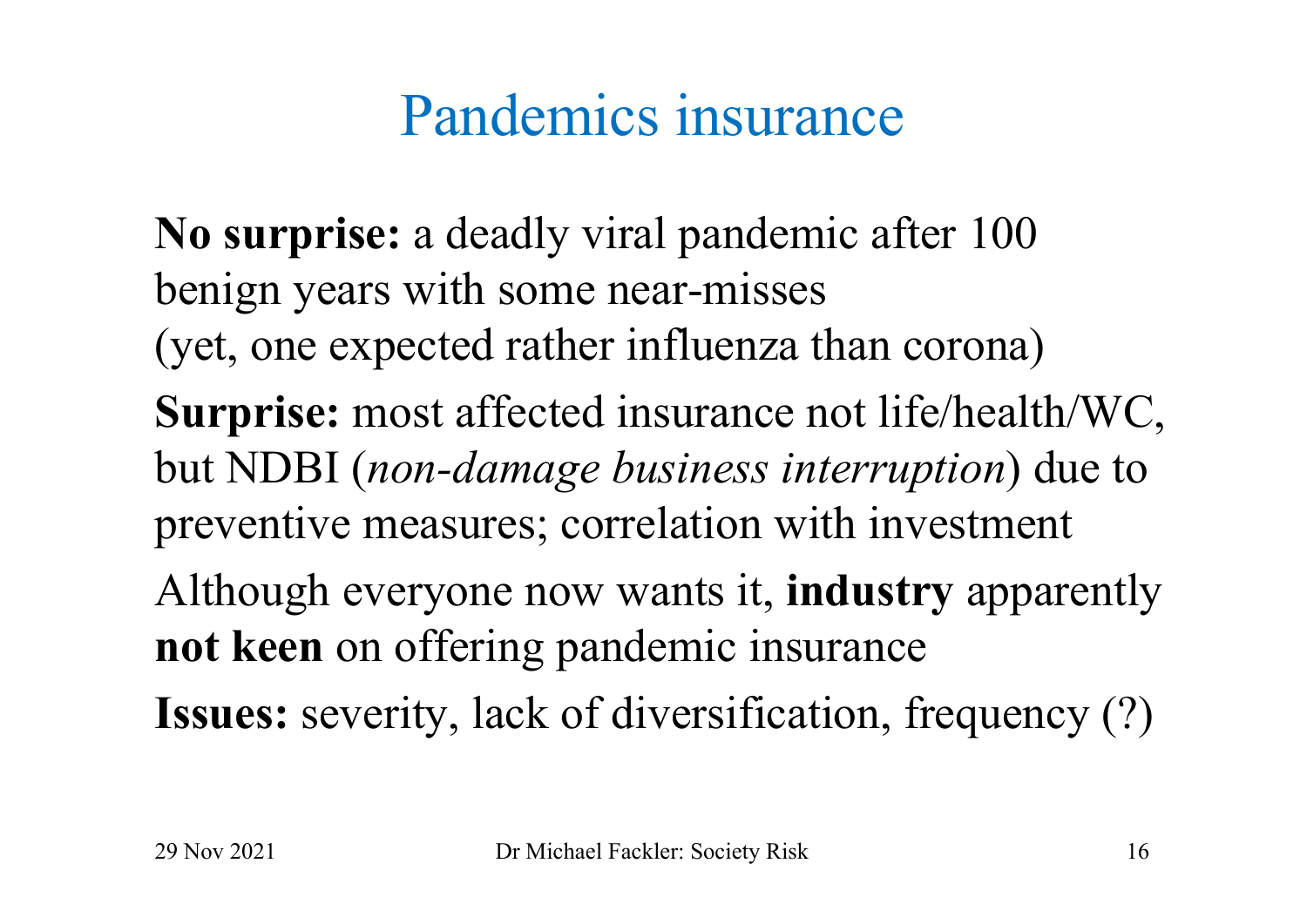# Pandemics insurance

**No surprise:** a deadly viral pandemic after 100 benign years with some near-misses (yet, one expected rather influenza than corona)

**Surprise:** most affected insurance not life/health/WC, but NDBI (*non-damage business interruption*) due to preventive measures; correlation with investment

Although everyone now wants it, **industry** apparently **not keen** on offering pandemic insurance

**Issues:** severity, lack of diversification, frequency (?)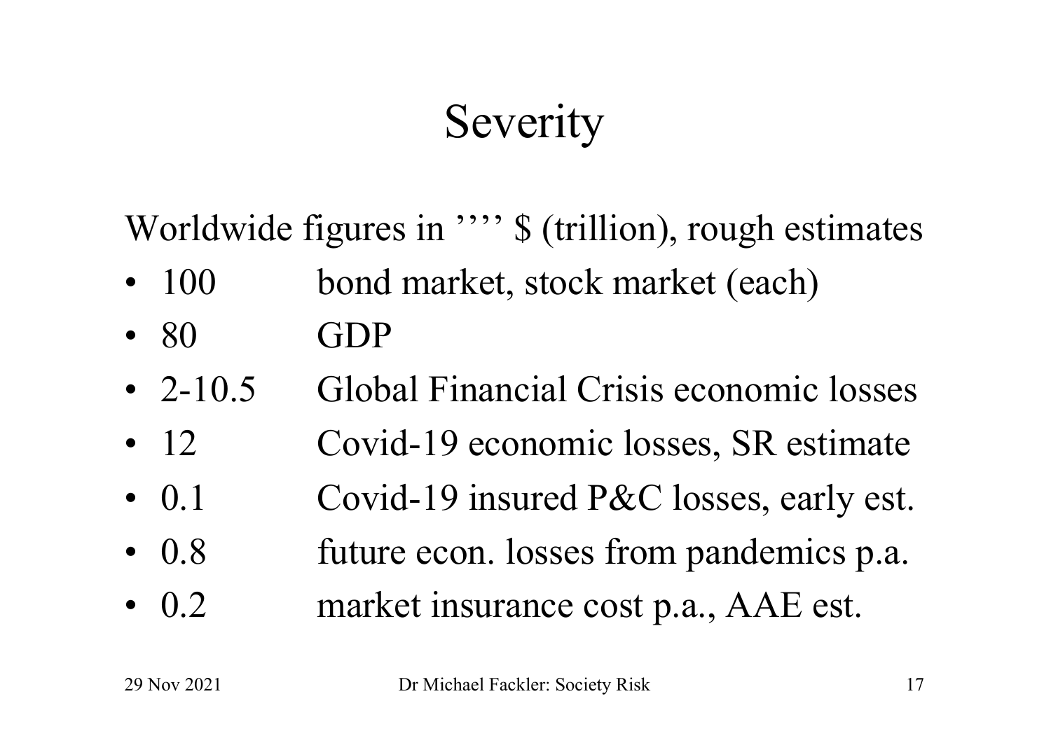# Severity

Worldwide figures in '''' $ (trillion), rough estimates

- 100 bond market, stock market (each)
- 80 GDP
- 2-10.5 Global Financial Crisis economic losses
- 12 Covid-19 economic losses, SR estimate
- 0.1 Covid-19 insured P&C losses, early est.
- 0.8 future econ. losses from pandemics p.a.
- 0.2 market insurance cost p.a., AAE est.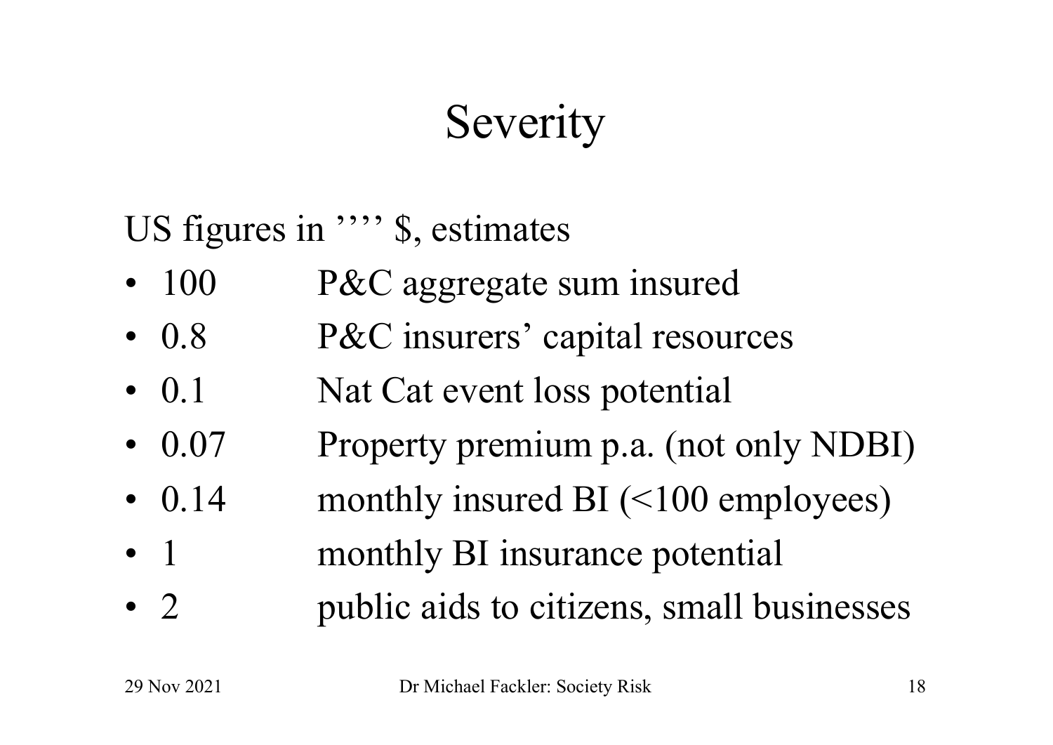# Severity

US figures in '''' $, estimates

| | |
|---|---|
| 100 | P&C aggregate sum insured |
| 0.8 | P&C insurers' capital resources |
| 0.1 | Nat Cat event loss potential |
| 0.07 | Property premium p.a. (not only NDBI) |
| 0.14 | monthly insured BI (<100 employees) |
| 1 | monthly BI insurance potential |
| 2 | public aids to citizens, small businesses |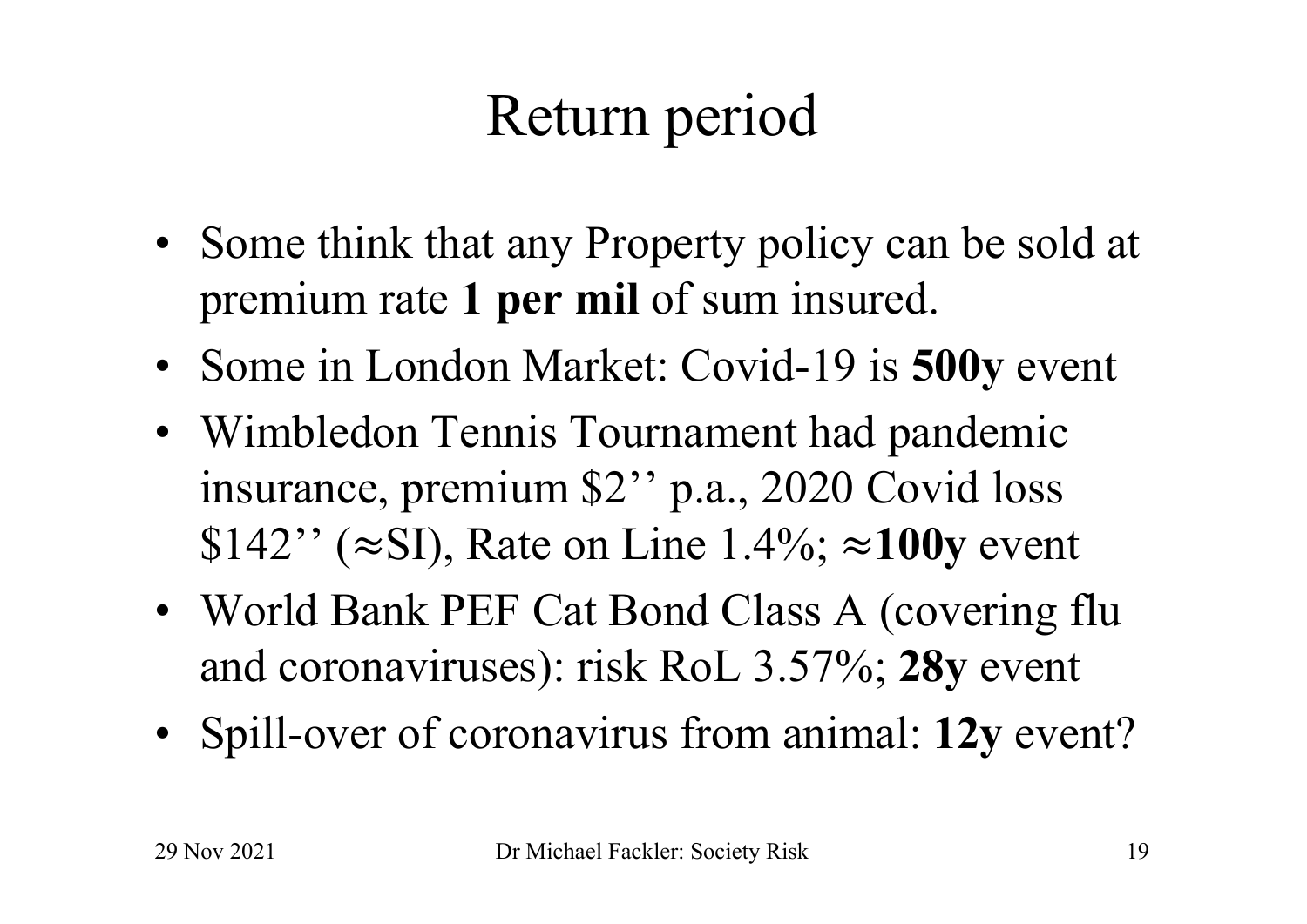# Return period

- Some think that any Property policy can be sold at premium rate **1 per mil** of sum insured.
- Some in London Market: Covid-19 is **500y** event
- Wimbledon Tennis Tournament had pandemic insurance, premium \$2'' p.a., 2020 Covid loss \$142'' ($\approx$SI), Rate on Line 1.4%; $\approx$**100y** event
- World Bank PEF Cat Bond Class A (covering flu and coronaviruses): risk RoL 3.57%; **28y** event
- Spill-over of coronavirus from animal: **12y** event?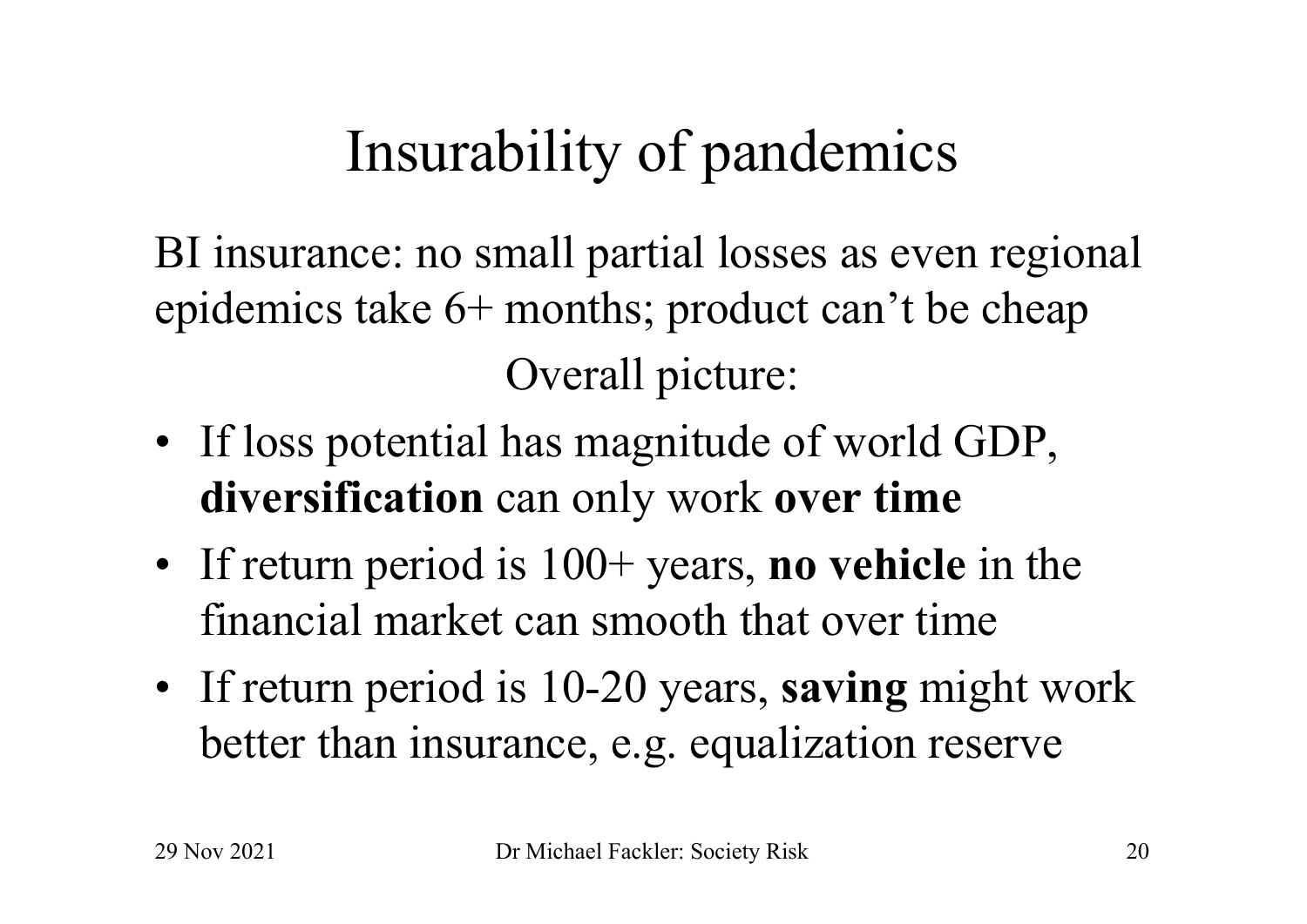# Insurability of pandemics

BI insurance: no small partial losses as even regional epidemics take 6+ months; product can't be cheap

Overall picture:

- If loss potential has magnitude of world GDP, **diversification** can only work **over time**
- If return period is 100+ years, **no vehicle** in the financial market can smooth that over time
- If return period is 10-20 years, **saving** might work better than insurance, e.g. equalization reserve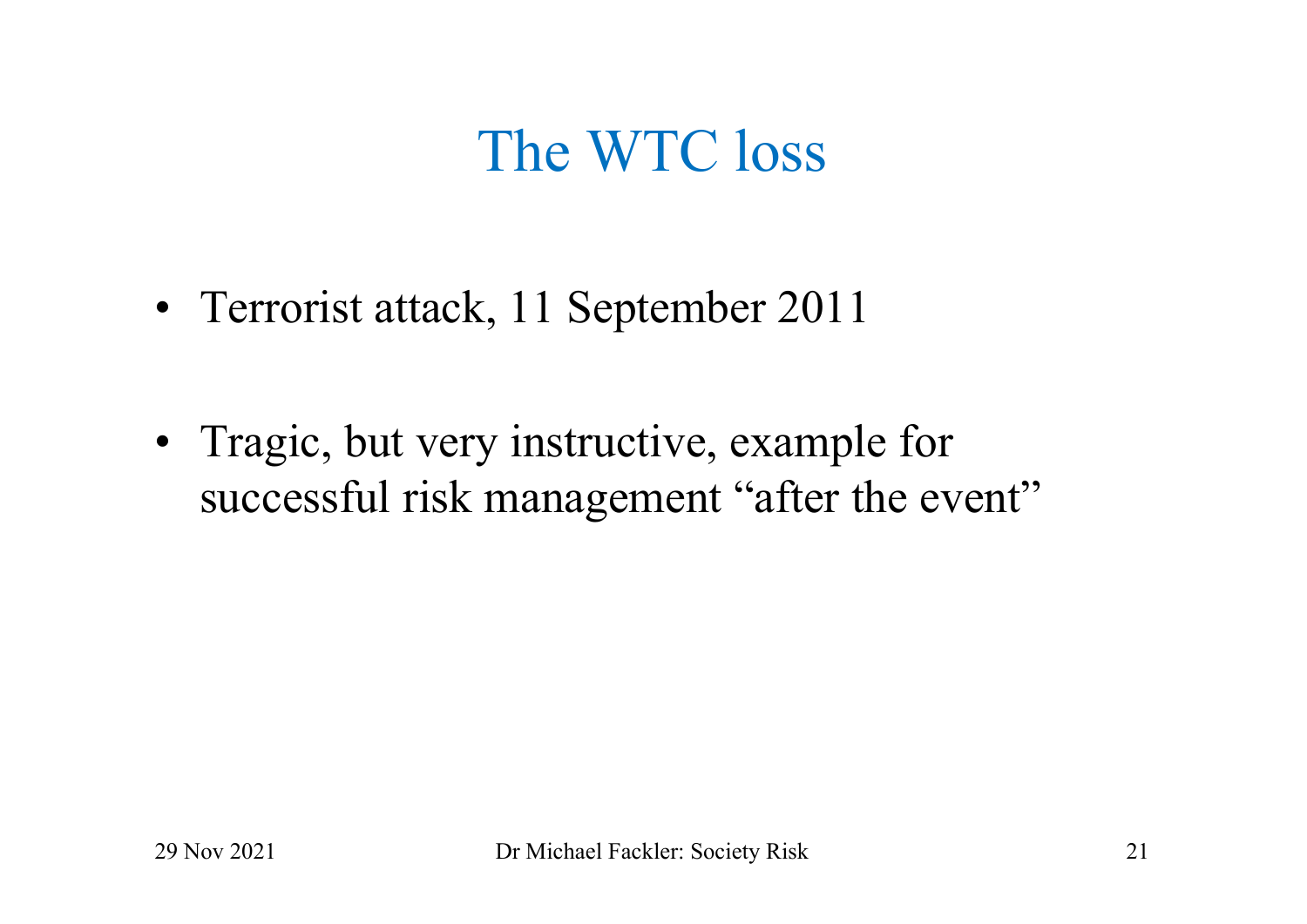# The WTC loss

- Terrorist attack, 11 September 2011
- Tragic, but very instructive, example for successful risk management "after the event"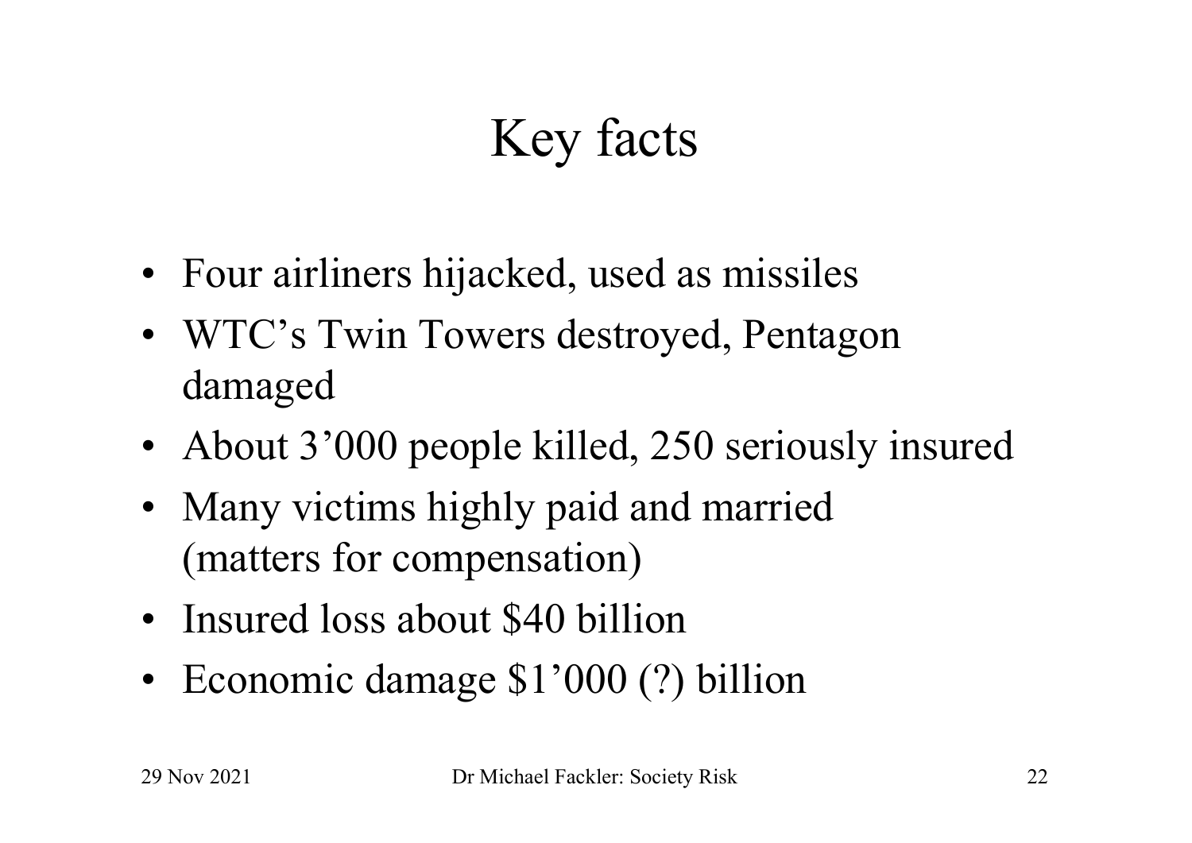# Key facts

- Four airliners hijacked, used as missiles
- WTC's Twin Towers destroyed, Pentagon damaged
- About 3'000 people killed, 250 seriously insured
- Many victims highly paid and married (matters for compensation)
- Insured loss about $40 billion
- Economic damage $1'000 (?) billion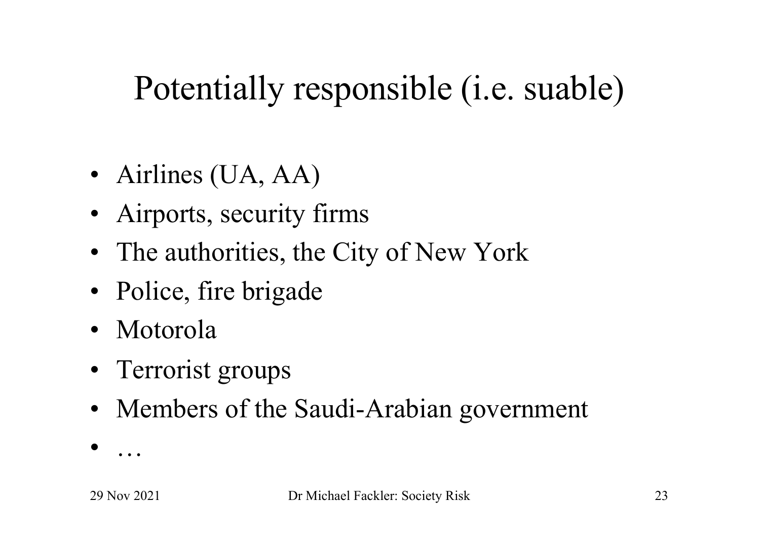# Potentially responsible (i.e. suable)

- Airlines (UA, AA)
- Airports, security firms
- The authorities, the City of New York
- Police, fire brigade
- Motorola
- Terrorist groups
- Members of the Saudi-Arabian government
- …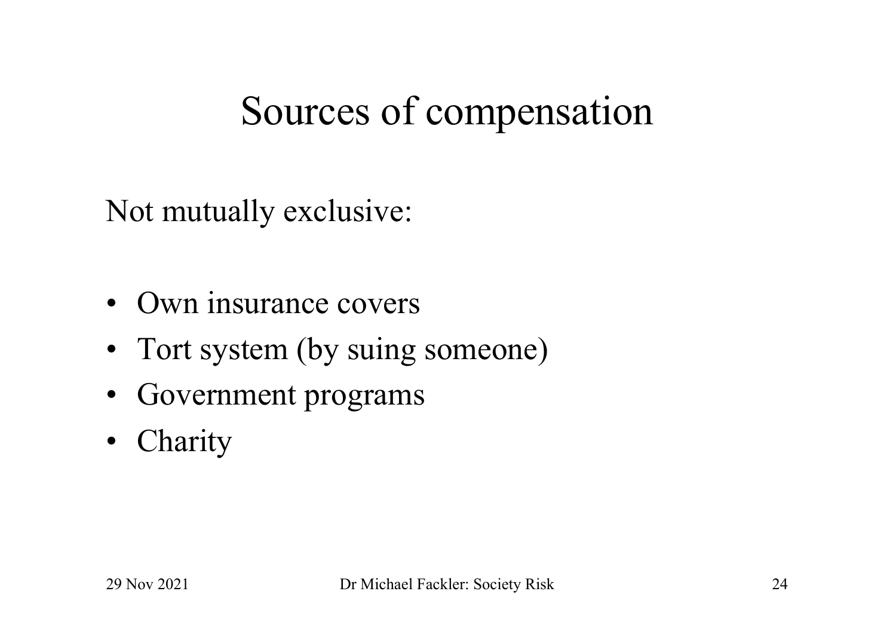# Sources of compensation

Not mutually exclusive:

- Own insurance covers
- Tort system (by suing someone)
- Government programs
- Charity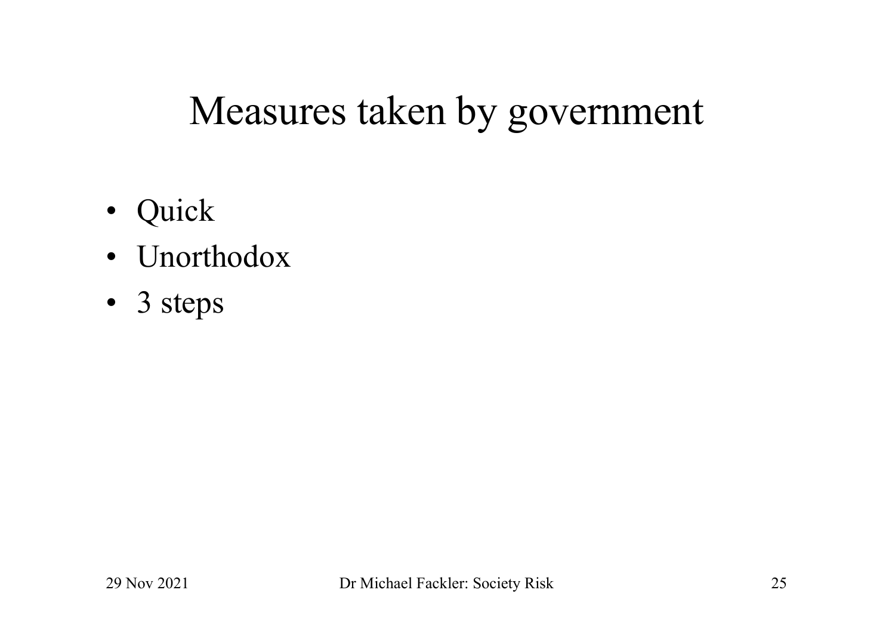# Measures taken by government

- Quick
- Unorthodox
- 3 steps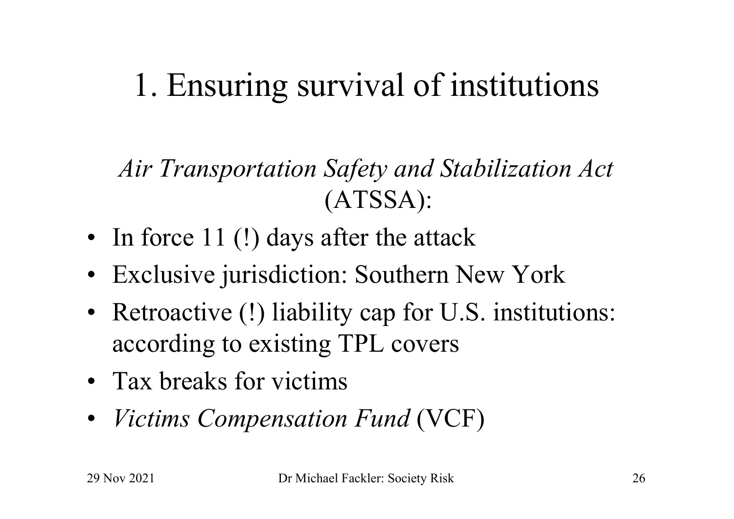# 1. Ensuring survival of institutions

*Air Transportation Safety and Stabilization Act* (ATSSA):

- In force 11 (!) days after the attack
- Exclusive jurisdiction: Southern New York
- Retroactive (!) liability cap for U.S. institutions: according to existing TPL covers
- Tax breaks for victims
- *Victims Compensation Fund* (VCF)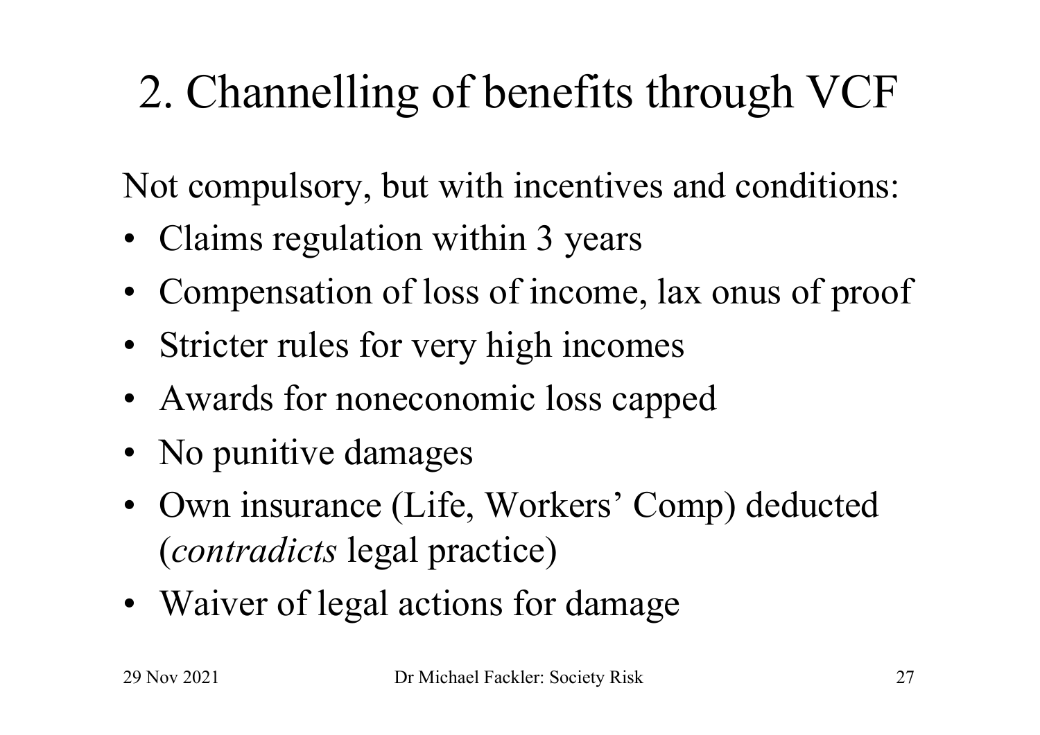# 2. Channelling of benefits through VCF

Not compulsory, but with incentives and conditions:

- Claims regulation within 3 years
- Compensation of loss of income, lax onus of proof
- Stricter rules for very high incomes
- Awards for noneconomic loss capped
- No punitive damages
- Own insurance (Life, Workers' Comp) deducted (*contradicts* legal practice)
- Waiver of legal actions for damage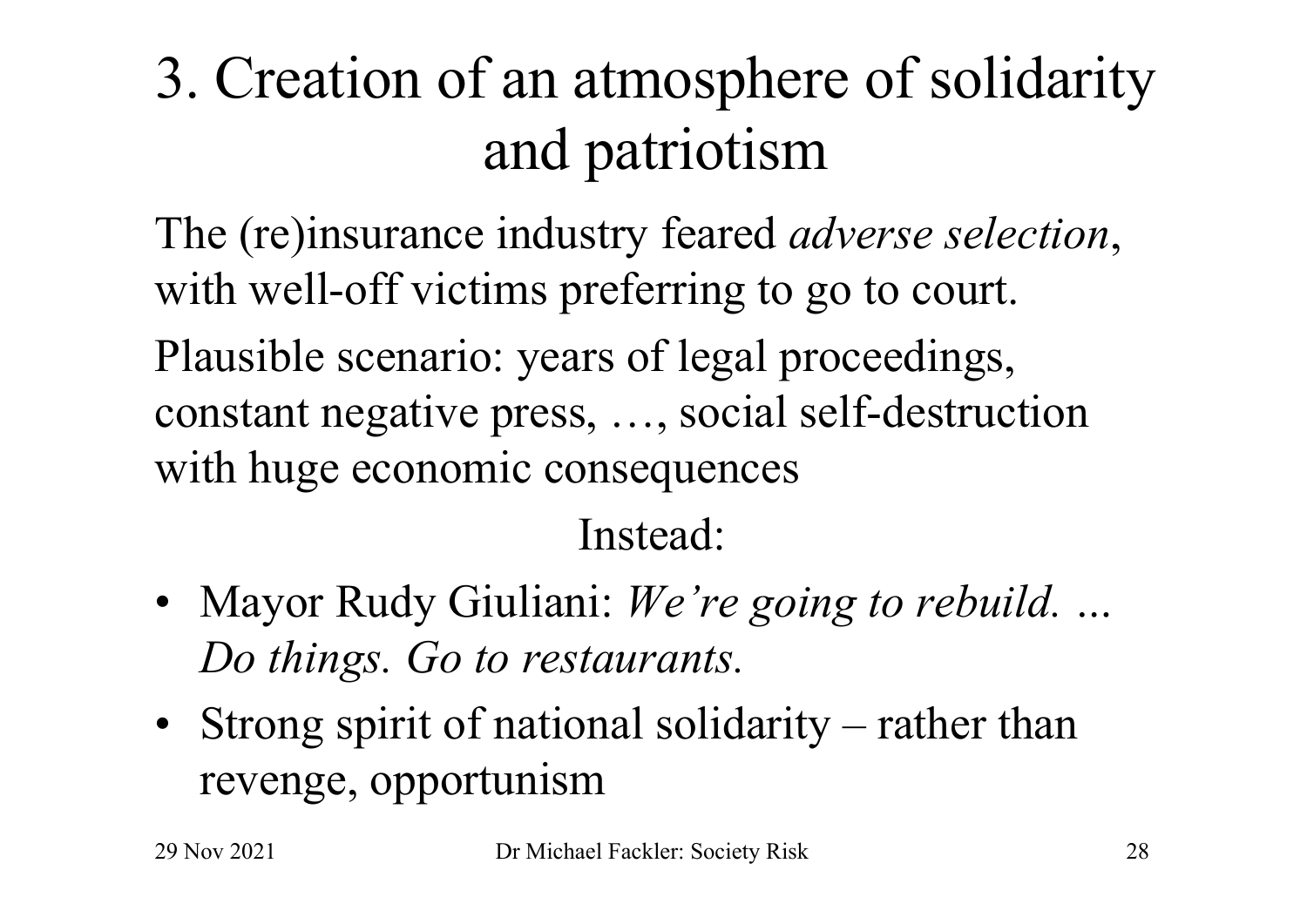# 3. Creation of an atmosphere of solidarity and patriotism

The (re)insurance industry feared *adverse selection*, with well-off victims preferring to go to court.

Plausible scenario: years of legal proceedings, constant negative press, …, social self-destruction with huge economic consequences

Instead:

- Mayor Rudy Giuliani: *We're going to rebuild. ... Do things. Go to restaurants.*
- Strong spirit of national solidarity – rather than revenge, opportunism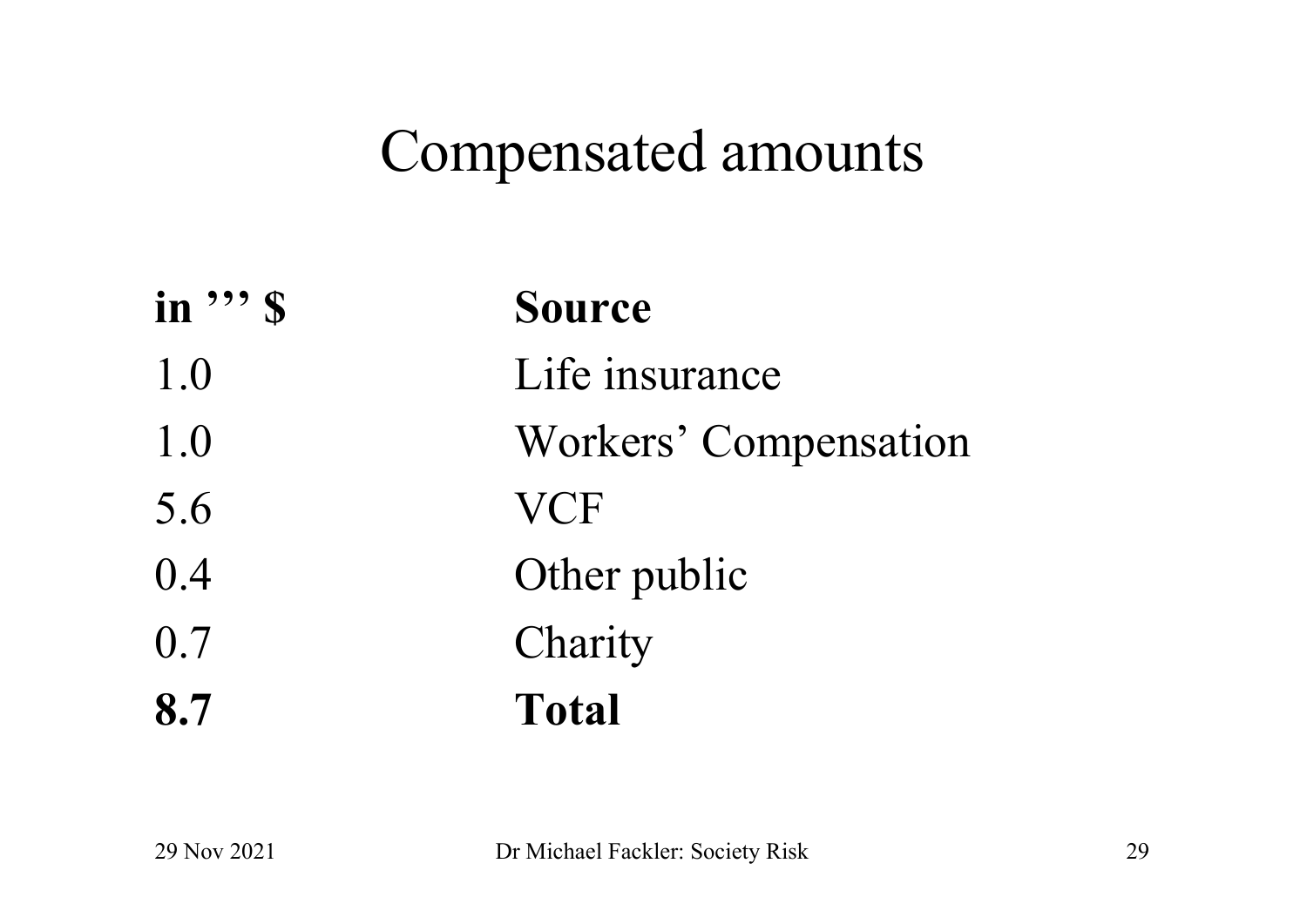# Compensated amounts

| in ''' $ | Source |
|---|---|
| 1.0 | Life insurance |
| 1.0 | Workers' Compensation |
| 5.6 | VCF |
| 0.4 | Other public |
| 0.7 | Charity |
| **8.7** | **Total** |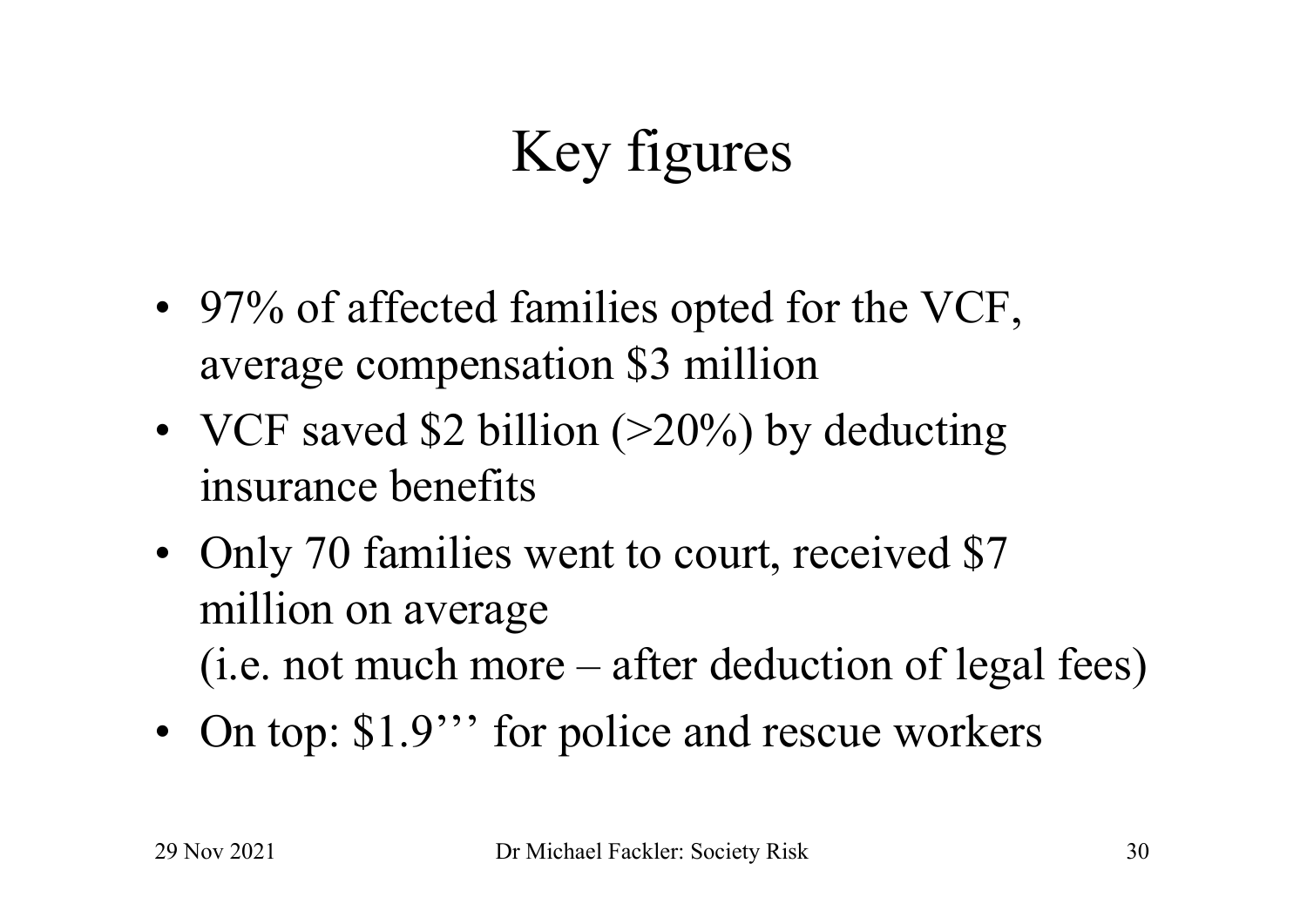# Key figures

- 97% of affected families opted for the VCF, average compensation $3 million
- VCF saved $2 billion (>20%) by deducting insurance benefits
- Only 70 families went to court, received $7 million on average
  (i.e. not much more – after deduction of legal fees)
- On top: $1.9''' for police and rescue workers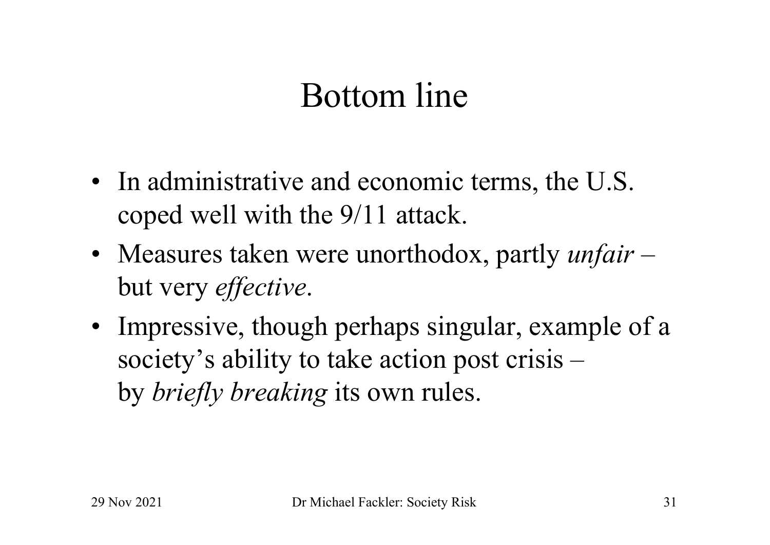# Bottom line

- In administrative and economic terms, the U.S. coped well with the 9/11 attack.
- Measures taken were unorthodox, partly *unfair* – but very *effective*.
- Impressive, though perhaps singular, example of a society's ability to take action post crisis – by *briefly breaking* its own rules.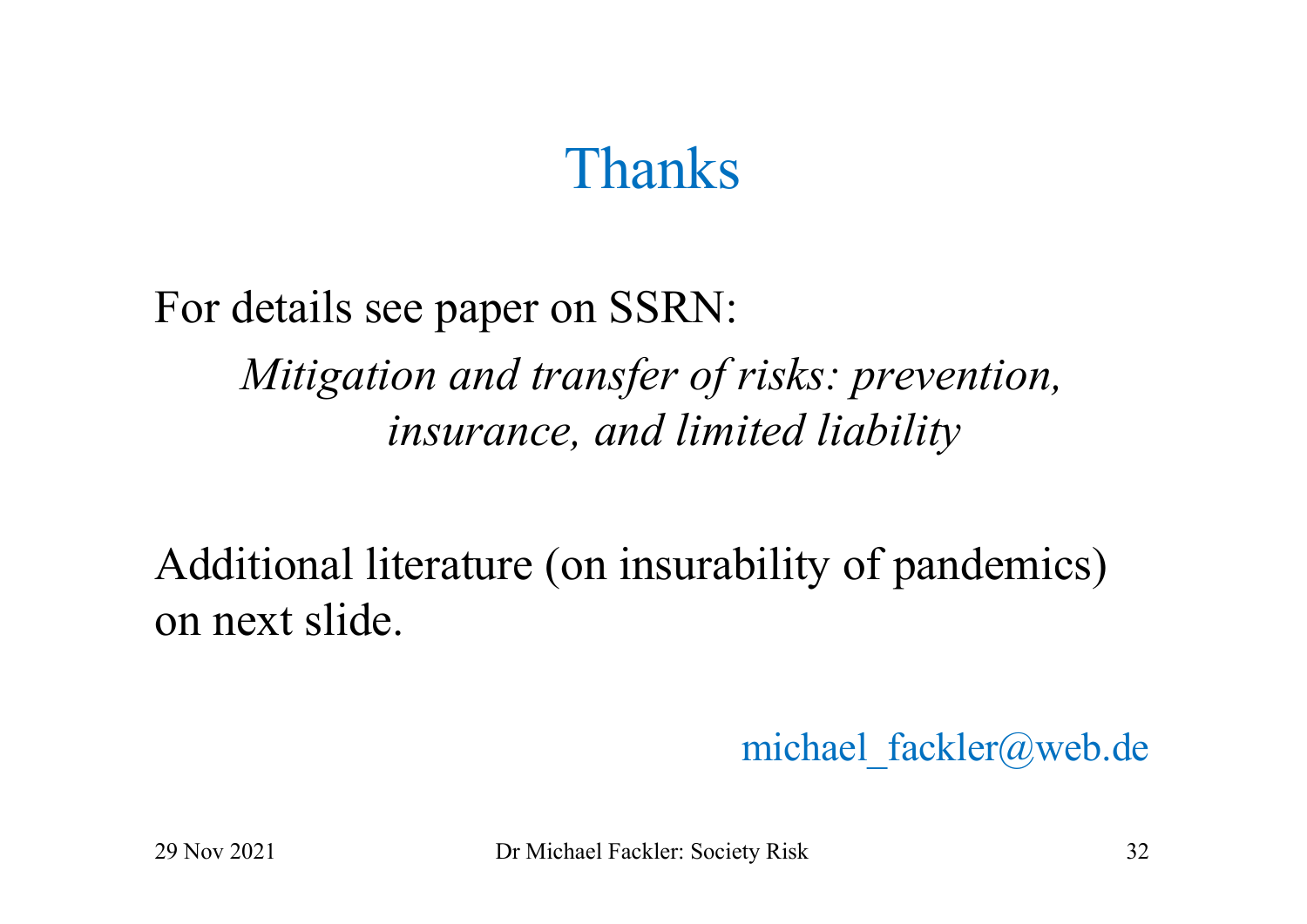# Thanks

For details see paper on SSRN:

*Mitigation and transfer of risks: prevention, insurance, and limited liability*

Additional literature (on insurability of pandemics) on next slide.

michael_fackler@web.de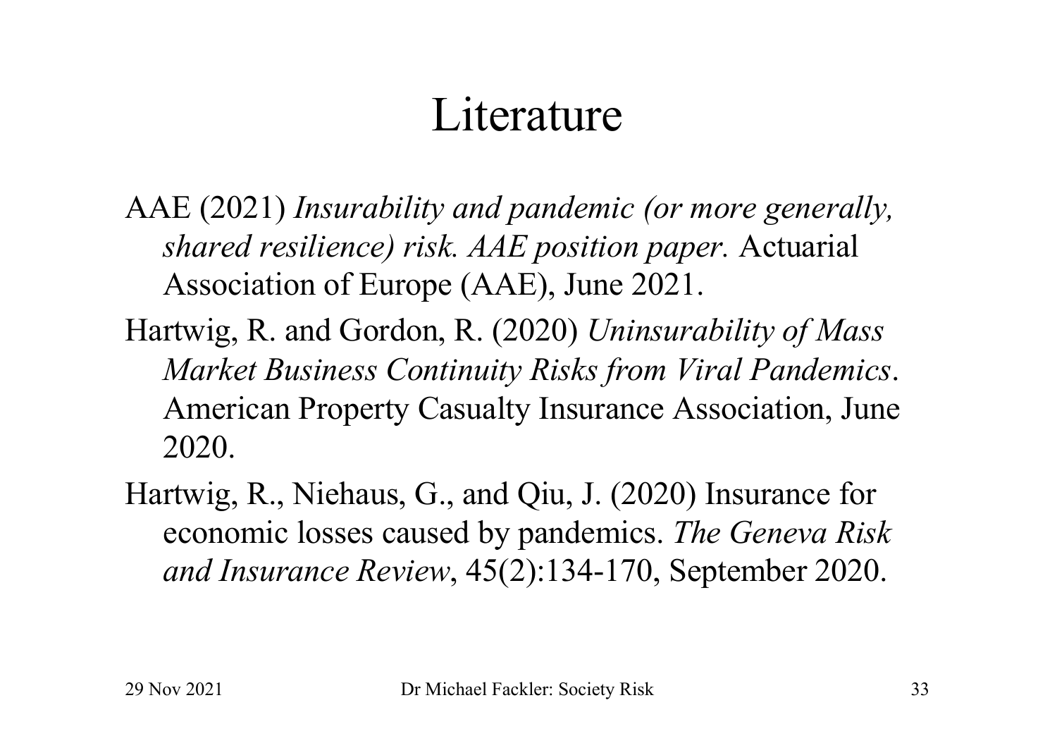# Literature

AAE (2021) *Insurability and pandemic (or more generally, shared resilience) risk. AAE position paper.* Actuarial Association of Europe (AAE), June 2021.

Hartwig, R. and Gordon, R. (2020) *Uninsurability of Mass Market Business Continuity Risks from Viral Pandemics*. American Property Casualty Insurance Association, June 2020.

Hartwig, R., Niehaus, G., and Qiu, J. (2020) Insurance for economic losses caused by pandemics. *The Geneva Risk and Insurance Review*, 45(2):134-170, September 2020.